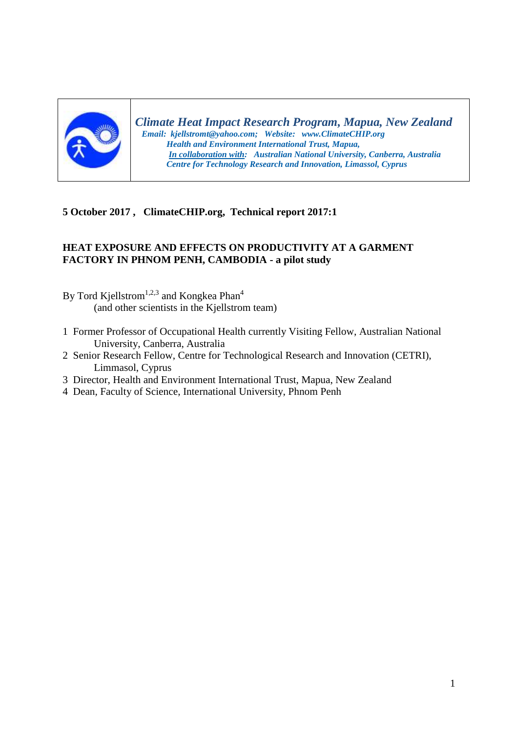*Climate Heat Impact Research Program, Mapua, New Zealand*
*Email: kjellstromt@yahoo.com; Website: www.ClimateCHIP.org*
*Health and Environment International Trust, Mapua,*
*In collaboration with: Australian National University, Canberra, Australia*
*Centre for Technology Research and Innovation, Limassol, Cyprus*

**5 October 2017 , ClimateCHIP.org, Technical report 2017:1**

# HEAT EXPOSURE AND EFFECTS ON PRODUCTIVITY AT A GARMENT FACTORY IN PHNOM PENH, CAMBODIA - a pilot study

By Tord Kjellstrom[1,2,3] and Kongkea Phan[4]
(and other scientists in the Kjellstrom team)

1 Former Professor of Occupational Health currently Visiting Fellow, Australian National University, Canberra, Australia
2 Senior Research Fellow, Centre for Technological Research and Innovation (CETRI), Limmasol, Cyprus
3 Director, Health and Environment International Trust, Mapua, New Zealand
4 Dean, Faculty of Science, International University, Phnom Penh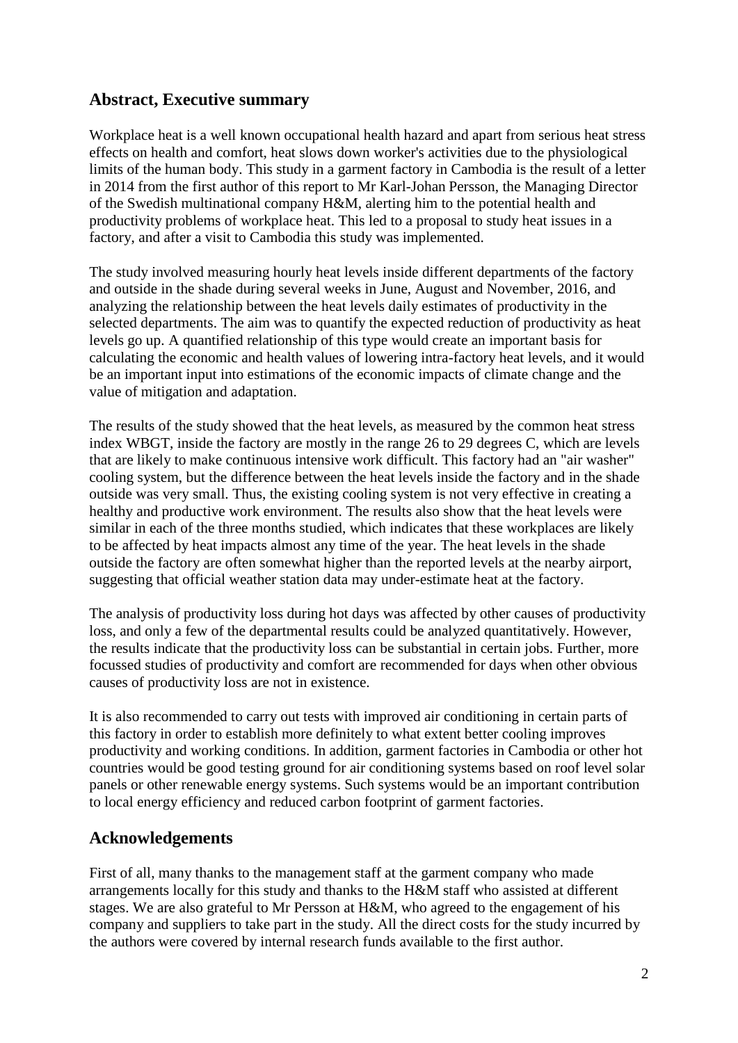## Abstract, Executive summary

Workplace heat is a well known occupational health hazard and apart from serious heat stress effects on health and comfort, heat slows down worker's activities due to the physiological limits of the human body. This study in a garment factory in Cambodia is the result of a letter in 2014 from the first author of this report to Mr Karl-Johan Persson, the Managing Director of the Swedish multinational company H&M, alerting him to the potential health and productivity problems of workplace heat. This led to a proposal to study heat issues in a factory, and after a visit to Cambodia this study was implemented.

The study involved measuring hourly heat levels inside different departments of the factory and outside in the shade during several weeks in June, August and November, 2016, and analyzing the relationship between the heat levels daily estimates of productivity in the selected departments. The aim was to quantify the expected reduction of productivity as heat levels go up. A quantified relationship of this type would create an important basis for calculating the economic and health values of lowering intra-factory heat levels, and it would be an important input into estimations of the economic impacts of climate change and the value of mitigation and adaptation.

The results of the study showed that the heat levels, as measured by the common heat stress index WBGT, inside the factory are mostly in the range 26 to 29 degrees C, which are levels that are likely to make continuous intensive work difficult. This factory had an "air washer" cooling system, but the difference between the heat levels inside the factory and in the shade outside was very small. Thus, the existing cooling system is not very effective in creating a healthy and productive work environment. The results also show that the heat levels were similar in each of the three months studied, which indicates that these workplaces are likely to be affected by heat impacts almost any time of the year. The heat levels in the shade outside the factory are often somewhat higher than the reported levels at the nearby airport, suggesting that official weather station data may under-estimate heat at the factory.

The analysis of productivity loss during hot days was affected by other causes of productivity loss, and only a few of the departmental results could be analyzed quantitatively. However, the results indicate that the productivity loss can be substantial in certain jobs. Further, more focussed studies of productivity and comfort are recommended for days when other obvious causes of productivity loss are not in existence.

It is also recommended to carry out tests with improved air conditioning in certain parts of this factory in order to establish more definitely to what extent better cooling improves productivity and working conditions. In addition, garment factories in Cambodia or other hot countries would be good testing ground for air conditioning systems based on roof level solar panels or other renewable energy systems. Such systems would be an important contribution to local energy efficiency and reduced carbon footprint of garment factories.

## Acknowledgements

First of all, many thanks to the management staff at the garment company who made arrangements locally for this study and thanks to the H&M staff who assisted at different stages. We are also grateful to Mr Persson at H&M, who agreed to the engagement of his company and suppliers to take part in the study. All the direct costs for the study incurred by the authors were covered by internal research funds available to the first author.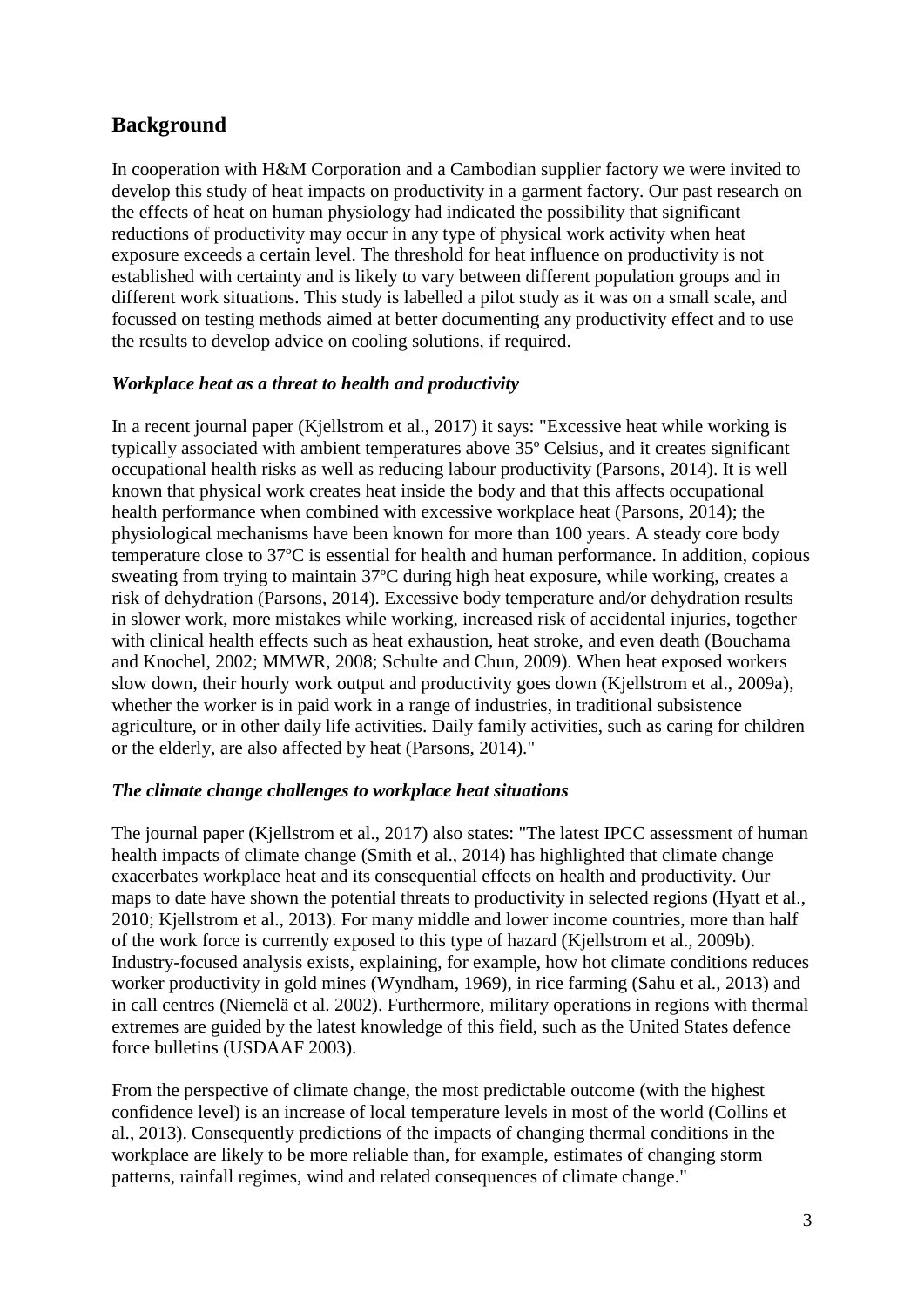## Background

In cooperation with H&M Corporation and a Cambodian supplier factory we were invited to develop this study of heat impacts on productivity in a garment factory. Our past research on the effects of heat on human physiology had indicated the possibility that significant reductions of productivity may occur in any type of physical work activity when heat exposure exceeds a certain level. The threshold for heat influence on productivity is not established with certainty and is likely to vary between different population groups and in different work situations. This study is labelled a pilot study as it was on a small scale, and focussed on testing methods aimed at better documenting any productivity effect and to use the results to develop advice on cooling solutions, if required.

### *Workplace heat as a threat to health and productivity*

In a recent journal paper (Kjellstrom et al., 2017) it says: "Excessive heat while working is typically associated with ambient temperatures above 35º Celsius, and it creates significant occupational health risks as well as reducing labour productivity (Parsons, 2014). It is well known that physical work creates heat inside the body and that this affects occupational health performance when combined with excessive workplace heat (Parsons, 2014); the physiological mechanisms have been known for more than 100 years. A steady core body temperature close to 37ºC is essential for health and human performance. In addition, copious sweating from trying to maintain 37ºC during high heat exposure, while working, creates a risk of dehydration (Parsons, 2014). Excessive body temperature and/or dehydration results in slower work, more mistakes while working, increased risk of accidental injuries, together with clinical health effects such as heat exhaustion, heat stroke, and even death (Bouchama and Knochel, 2002; MMWR, 2008; Schulte and Chun, 2009). When heat exposed workers slow down, their hourly work output and productivity goes down (Kjellstrom et al., 2009a), whether the worker is in paid work in a range of industries, in traditional subsistence agriculture, or in other daily life activities. Daily family activities, such as caring for children or the elderly, are also affected by heat (Parsons, 2014)."

### *The climate change challenges to workplace heat situations*

The journal paper (Kjellstrom et al., 2017) also states: "The latest IPCC assessment of human health impacts of climate change (Smith et al., 2014) has highlighted that climate change exacerbates workplace heat and its consequential effects on health and productivity. Our maps to date have shown the potential threats to productivity in selected regions (Hyatt et al., 2010; Kjellstrom et al., 2013). For many middle and lower income countries, more than half of the work force is currently exposed to this type of hazard (Kjellstrom et al., 2009b). Industry-focused analysis exists, explaining, for example, how hot climate conditions reduces worker productivity in gold mines (Wyndham, 1969), in rice farming (Sahu et al., 2013) and in call centres (Niemelä et al. 2002). Furthermore, military operations in regions with thermal extremes are guided by the latest knowledge of this field, such as the United States defence force bulletins (USDAAF 2003).

From the perspective of climate change, the most predictable outcome (with the highest confidence level) is an increase of local temperature levels in most of the world (Collins et al., 2013). Consequently predictions of the impacts of changing thermal conditions in the workplace are likely to be more reliable than, for example, estimates of changing storm patterns, rainfall regimes, wind and related consequences of climate change."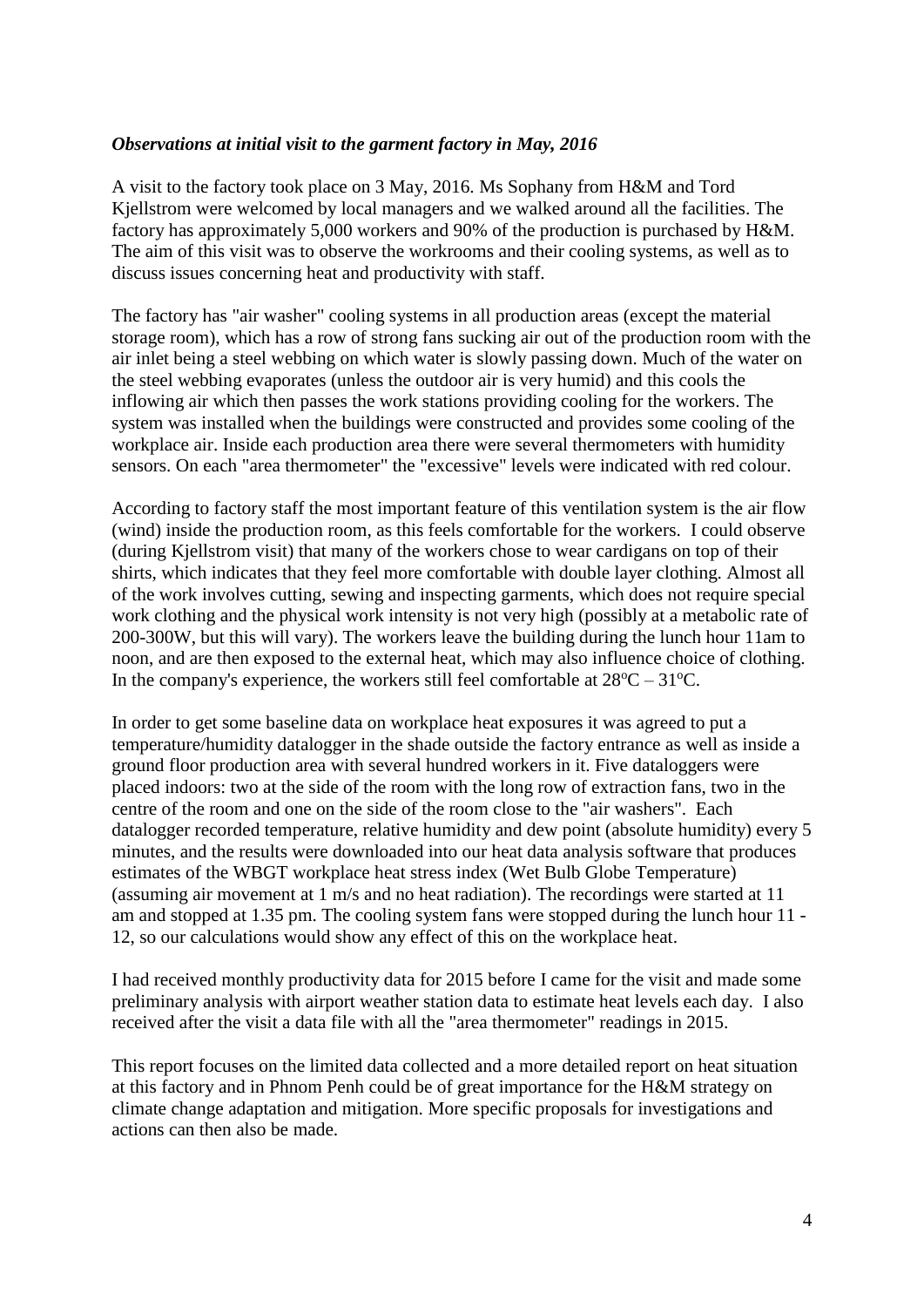***Observations at initial visit to the garment factory in May, 2016***

A visit to the factory took place on 3 May, 2016. Ms Sophany from H&M and Tord Kjellstrom were welcomed by local managers and we walked around all the facilities. The factory has approximately 5,000 workers and 90% of the production is purchased by H&M. The aim of this visit was to observe the workrooms and their cooling systems, as well as to discuss issues concerning heat and productivity with staff.

The factory has "air washer" cooling systems in all production areas (except the material storage room), which has a row of strong fans sucking air out of the production room with the air inlet being a steel webbing on which water is slowly passing down. Much of the water on the steel webbing evaporates (unless the outdoor air is very humid) and this cools the inflowing air which then passes the work stations providing cooling for the workers. The system was installed when the buildings were constructed and provides some cooling of the workplace air. Inside each production area there were several thermometers with humidity sensors. On each "area thermometer" the "excessive" levels were indicated with red colour.

According to factory staff the most important feature of this ventilation system is the air flow (wind) inside the production room, as this feels comfortable for the workers. I could observe (during Kjellstrom visit) that many of the workers chose to wear cardigans on top of their shirts, which indicates that they feel more comfortable with double layer clothing. Almost all of the work involves cutting, sewing and inspecting garments, which does not require special work clothing and the physical work intensity is not very high (possibly at a metabolic rate of 200-300W, but this will vary). The workers leave the building during the lunch hour 11am to noon, and are then exposed to the external heat, which may also influence choice of clothing. In the company's experience, the workers still feel comfortable at $28^{o}C – 31^{o}C$.

In order to get some baseline data on workplace heat exposures it was agreed to put a temperature/humidity datalogger in the shade outside the factory entrance as well as inside a ground floor production area with several hundred workers in it. Five dataloggers were placed indoors: two at the side of the room with the long row of extraction fans, two in the centre of the room and one on the side of the room close to the "air washers". Each datalogger recorded temperature, relative humidity and dew point (absolute humidity) every 5 minutes, and the results were downloaded into our heat data analysis software that produces estimates of the WBGT workplace heat stress index (Wet Bulb Globe Temperature) (assuming air movement at 1 m/s and no heat radiation). The recordings were started at 11 am and stopped at 1.35 pm. The cooling system fans were stopped during the lunch hour 11 - 12, so our calculations would show any effect of this on the workplace heat.

I had received monthly productivity data for 2015 before I came for the visit and made some preliminary analysis with airport weather station data to estimate heat levels each day. I also received after the visit a data file with all the "area thermometer" readings in 2015.

This report focuses on the limited data collected and a more detailed report on heat situation at this factory and in Phnom Penh could be of great importance for the H&M strategy on climate change adaptation and mitigation. More specific proposals for investigations and actions can then also be made.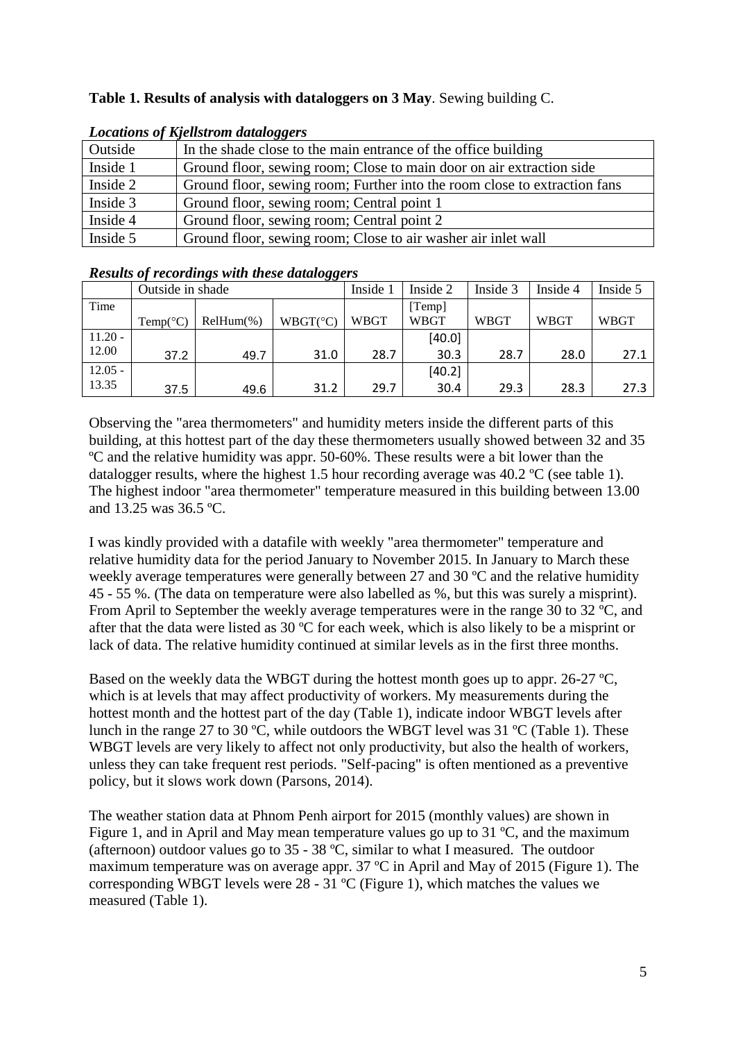**Table 1. Results of analysis with dataloggers on 3 May**. Sewing building C.

***Locations of Kjellstrom dataloggers***

| | |
|---|---|
| Outside | In the shade close to the main entrance of the office building |
| Inside 1 | Ground floor, sewing room; Close to main door on air extraction side |
| Inside 2 | Ground floor, sewing room; Further into the room close to extraction fans |
| Inside 3 | Ground floor, sewing room; Central point 1 |
| Inside 4 | Ground floor, sewing room; Central point 2 |
| Inside 5 | Ground floor, sewing room; Close to air washer air inlet wall |

***Results of recordings with these dataloggers***

| | Outside in shade | | | Inside 1 | Inside 2 | Inside 3 | Inside 4 | Inside 5 |
|---|---|---|---|---|---|---|---|---|
| Time | Temp(°C) | RelHum(%) | WBGT(°C) | WBGT | [Temp] WBGT | WBGT | WBGT | WBGT |
| 11.20 - 12.00 | 37.2 | 49.7 | 31.0 | 28.7 | [40.0] 30.3 | 28.7 | 28.0 | 27.1 |
| 12.05 - 13.35 | 37.5 | 49.6 | 31.2 | 29.7 | [40.2] 30.4 | 29.3 | 28.3 | 27.3 |

Observing the "area thermometers" and humidity meters inside the different parts of this building, at this hottest part of the day these thermometers usually showed between 32 and 35 ºC and the relative humidity was appr. 50-60%. These results were a bit lower than the datalogger results, where the highest 1.5 hour recording average was 40.2 ºC (see table 1). The highest indoor "area thermometer" temperature measured in this building between 13.00 and 13.25 was 36.5 ºC.

I was kindly provided with a datafile with weekly "area thermometer" temperature and relative humidity data for the period January to November 2015. In January to March these weekly average temperatures were generally between 27 and 30 ºC and the relative humidity 45 - 55 %. (The data on temperature were also labelled as %, but this was surely a misprint). From April to September the weekly average temperatures were in the range 30 to 32 ºC, and after that the data were listed as 30 ºC for each week, which is also likely to be a misprint or lack of data. The relative humidity continued at similar levels as in the first three months.

Based on the weekly data the WBGT during the hottest month goes up to appr. 26-27 ºC, which is at levels that may affect productivity of workers. My measurements during the hottest month and the hottest part of the day (Table 1), indicate indoor WBGT levels after lunch in the range 27 to 30 ºC, while outdoors the WBGT level was 31 ºC (Table 1). These WBGT levels are very likely to affect not only productivity, but also the health of workers, unless they can take frequent rest periods. "Self-pacing" is often mentioned as a preventive policy, but it slows work down (Parsons, 2014).

The weather station data at Phnom Penh airport for 2015 (monthly values) are shown in Figure 1, and in April and May mean temperature values go up to 31 ºC, and the maximum (afternoon) outdoor values go to 35 - 38 ºC, similar to what I measured. The outdoor maximum temperature was on average appr. 37 ºC in April and May of 2015 (Figure 1). The corresponding WBGT levels were 28 - 31 ºC (Figure 1), which matches the values we measured (Table 1).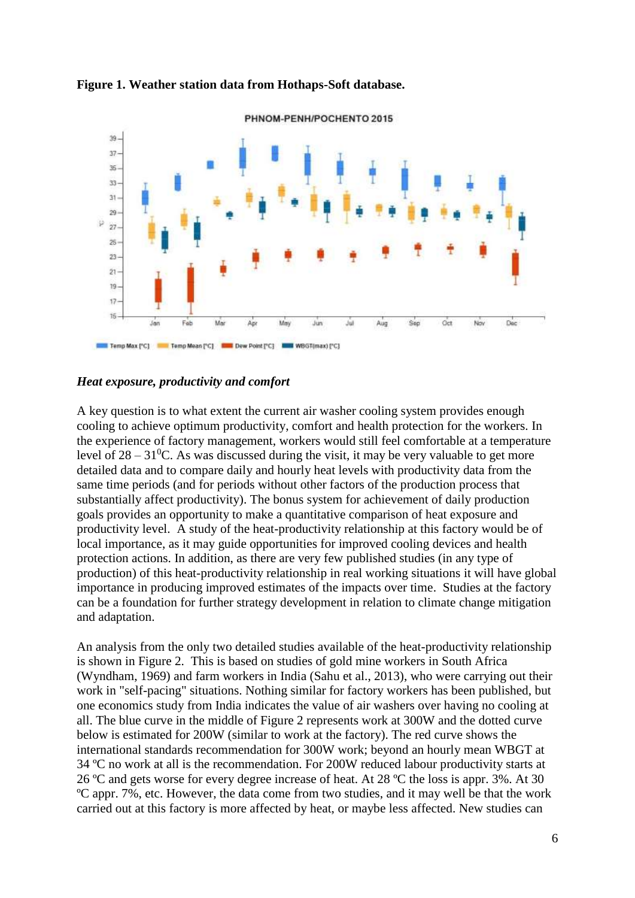**Figure 1. Weather station data from Hothaps-Soft database.**

### *Heat exposure, productivity and comfort*

A key question is to what extent the current air washer cooling system provides enough cooling to achieve optimum productivity, comfort and health protection for the workers. In the experience of factory management, workers would still feel comfortable at a temperature level of 28 – 31$^0$C. As was discussed during the visit, it may be very valuable to get more detailed data and to compare daily and hourly heat levels with productivity data from the same time periods (and for periods without other factors of the production process that substantially affect productivity). The bonus system for achievement of daily production goals provides an opportunity to make a quantitative comparison of heat exposure and productivity level. A study of the heat-productivity relationship at this factory would be of local importance, as it may guide opportunities for improved cooling devices and health protection actions. In addition, as there are very few published studies (in any type of production) of this heat-productivity relationship in real working situations it will have global importance in producing improved estimates of the impacts over time. Studies at the factory can be a foundation for further strategy development in relation to climate change mitigation and adaptation.

An analysis from the only two detailed studies available of the heat-productivity relationship is shown in Figure 2. This is based on studies of gold mine workers in South Africa (Wyndham, 1969) and farm workers in India (Sahu et al., 2013), who were carrying out their work in "self-pacing" situations. Nothing similar for factory workers has been published, but one economics study from India indicates the value of air washers over having no cooling at all. The blue curve in the middle of Figure 2 represents work at 300W and the dotted curve below is estimated for 200W (similar to work at the factory). The red curve shows the international standards recommendation for 300W work; beyond an hourly mean WBGT at 34 ºC no work at all is the recommendation. For 200W reduced labour productivity starts at 26 ºC and gets worse for every degree increase of heat. At 28 ºC the loss is appr. 3%. At 30 ºC appr. 7%, etc. However, the data come from two studies, and it may well be that the work carried out at this factory is more affected by heat, or maybe less affected. New studies can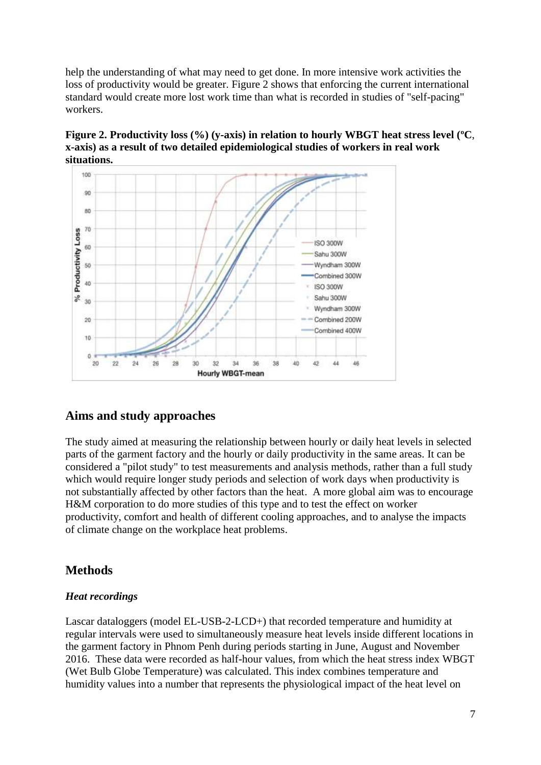help the understanding of what may need to get done. In more intensive work activities the loss of productivity would be greater. Figure 2 shows that enforcing the current international standard would create more lost work time than what is recorded in studies of "self-pacing" workers.

**Figure 2. Productivity loss (%) (y-axis) in relation to hourly WBGT heat stress level (ºC, x-axis) as a result of two detailed epidemiological studies of workers in real work situations.**

## Aims and study approaches

The study aimed at measuring the relationship between hourly or daily heat levels in selected parts of the garment factory and the hourly or daily productivity in the same areas. It can be considered a "pilot study" to test measurements and analysis methods, rather than a full study which would require longer study periods and selection of work days when productivity is not substantially affected by other factors than the heat. A more global aim was to encourage H&M corporation to do more studies of this type and to test the effect on worker productivity, comfort and health of different cooling approaches, and to analyse the impacts of climate change on the workplace heat problems.

## Methods

### *Heat recordings*

Lascar dataloggers (model EL-USB-2-LCD+) that recorded temperature and humidity at regular intervals were used to simultaneously measure heat levels inside different locations in the garment factory in Phnom Penh during periods starting in June, August and November 2016. These data were recorded as half-hour values, from which the heat stress index WBGT (Wet Bulb Globe Temperature) was calculated. This index combines temperature and humidity values into a number that represents the physiological impact of the heat level on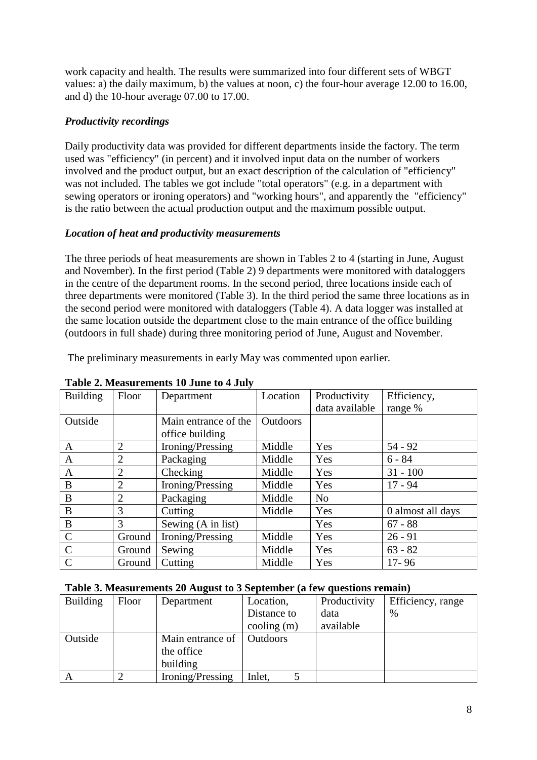work capacity and health. The results were summarized into four different sets of WBGT values: a) the daily maximum, b) the values at noon, c) the four-hour average 12.00 to 16.00, and d) the 10-hour average 07.00 to 17.00.

### *Productivity recordings*

Daily productivity data was provided for different departments inside the factory. The term used was "efficiency" (in percent) and it involved input data on the number of workers involved and the product output, but an exact description of the calculation of "efficiency" was not included. The tables we got include "total operators" (e.g. in a department with sewing operators or ironing operators) and "working hours", and apparently the "efficiency" is the ratio between the actual production output and the maximum possible output.

### *Location of heat and productivity measurements*

The three periods of heat measurements are shown in Tables 2 to 4 (starting in June, August and November). In the first period (Table 2) 9 departments were monitored with dataloggers in the centre of the department rooms. In the second period, three locations inside each of three departments were monitored (Table 3). In the third period the same three locations as in the second period were monitored with dataloggers (Table 4). A data logger was installed at the same location outside the department close to the main entrance of the office building (outdoors in full shade) during three monitoring period of June, August and November.

The preliminary measurements in early May was commented upon earlier.

**Table 2. Measurements 10 June to 4 July**

| Building | Floor | Department | Location | Productivity data available | Efficiency, range % |
|---|---|---|---|---|---|
| Outside | | Main entrance of the office building | Outdoors | | |
| A | 2 | Ironing/Pressing | Middle | Yes | 54 - 92 |
| A | 2 | Packaging | Middle | Yes | 6 - 84 |
| A | 2 | Checking | Middle | Yes | 31 - 100 |
| B | 2 | Ironing/Pressing | Middle | Yes | 17 - 94 |
| B | 2 | Packaging | Middle | No | |
| B | 3 | Cutting | Middle | Yes | 0 almost all days |
| B | 3 | Sewing (A in list) | | Yes | 67 - 88 |
| C | Ground | Ironing/Pressing | Middle | Yes | 26 - 91 |
| C | Ground | Sewing | Middle | Yes | 63 - 82 |
| C | Ground | Cutting | Middle | Yes | 17- 96 |

**Table 3. Measurements 20 August to 3 September (a few questions remain)**

| Building | Floor | Department | Location, Distance to cooling (m) | Productivity data available | Efficiency, range % |
|---|---|---|---|---|---|
| Outside | | Main entrance of the office building | Outdoors | | |
| A | 2 | Ironing/Pressing | Inlet, 5 | | |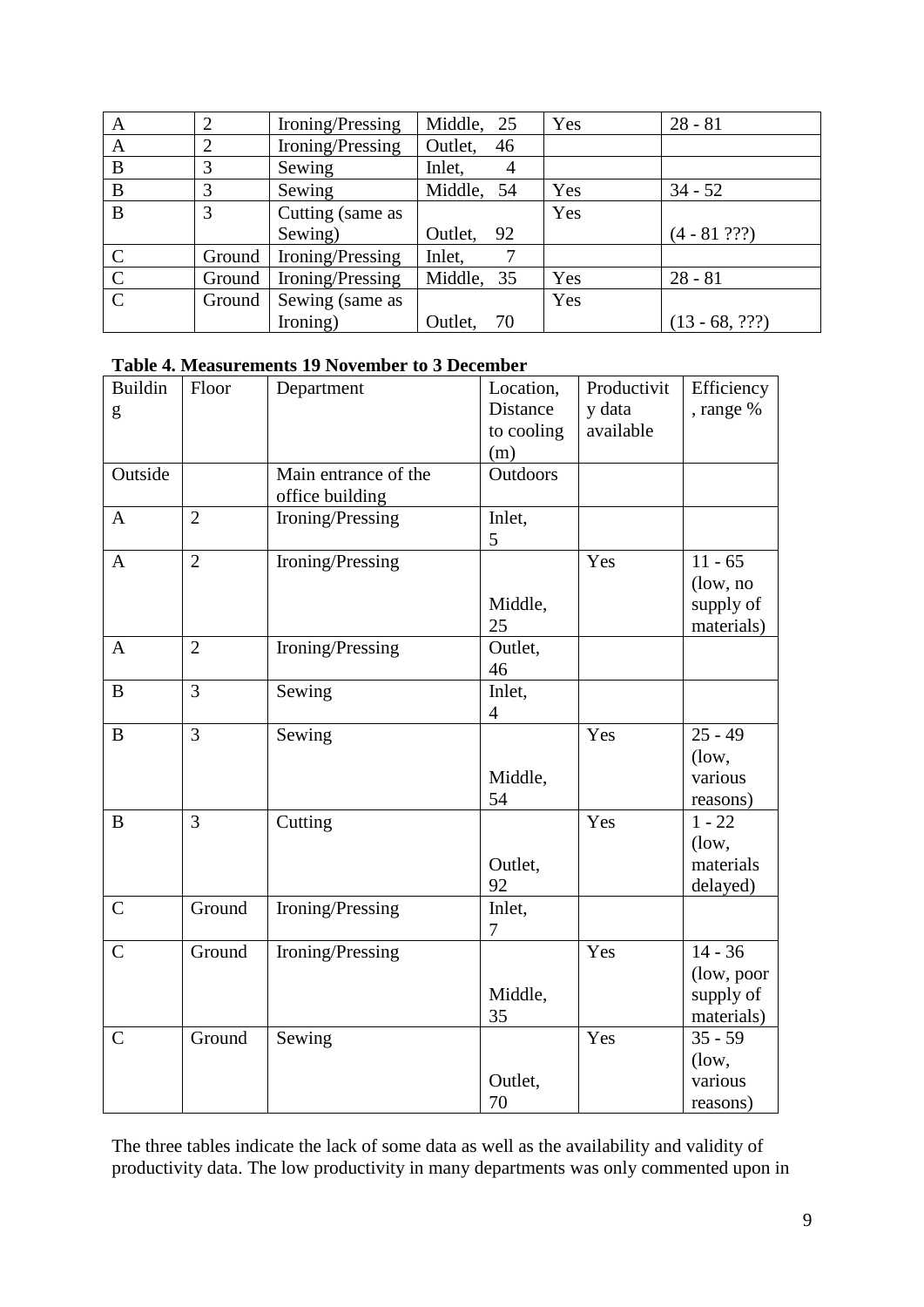| A | 2 | Ironing/Pressing | Middle, 25 | Yes | 28 - 81 |
|---|---|---|---|---|---|
| A | 2 | Ironing/Pressing | Outlet, 46 | | |
| B | 3 | Sewing | Inlet, 4 | | |
| B | 3 | Sewing | Middle, 54 | Yes | 34 - 52 |
| B | 3 | Cutting (same as Sewing) | Outlet, 92 | Yes | (4 - 81 ???) |
| C | Ground | Ironing/Pressing | Inlet, 7 | | |
| C | Ground | Ironing/Pressing | Middle, 35 | Yes | 28 - 81 |
| C | Ground | Sewing (same as Ironing) | Outlet, 70 | Yes | (13 - 68, ???) |

**Table 4. Measurements 19 November to 3 December**

| Building | Floor | Department | Location, Distance to cooling (m) | Productivity data available | Efficiency, range % |
|---|---|---|---|---|---|
| Outside | | Main entrance of the office building | Outdoors | | |
| A | 2 | Ironing/Pressing | Inlet, 5 | | |
| A | 2 | Ironing/Pressing | Middle, 25 | Yes | 11 - 65 (low, no supply of materials) |
| A | 2 | Ironing/Pressing | Outlet, 46 | | |
| B | 3 | Sewing | Inlet, 4 | | |
| B | 3 | Sewing | Middle, 54 | Yes | 25 - 49 (low, various reasons) |
| B | 3 | Cutting | Outlet, 92 | Yes | 1 - 22 (low, materials delayed) |
| C | Ground | Ironing/Pressing | Inlet, 7 | | |
| C | Ground | Ironing/Pressing | Middle, 35 | Yes | 14 - 36 (low, poor supply of materials) |
| C | Ground | Sewing | Outlet, 70 | Yes | 35 - 59 (low, various reasons) |

The three tables indicate the lack of some data as well as the availability and validity of productivity data. The low productivity in many departments was only commented upon in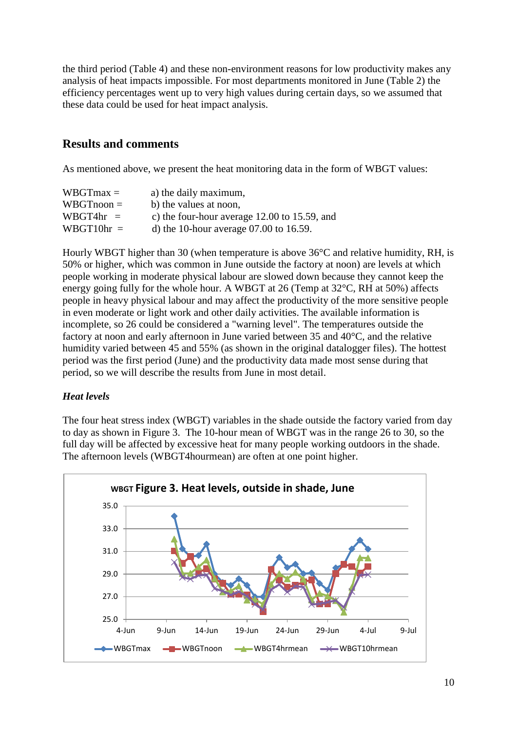the third period (Table 4) and these non-environment reasons for low productivity makes any analysis of heat impacts impossible. For most departments monitored in June (Table 2) the efficiency percentages went up to very high values during certain days, so we assumed that these data could be used for heat impact analysis.

## Results and comments

As mentioned above, we present the heat monitoring data in the form of WBGT values:

WBGTmax = a) the daily maximum,
WBGTnoon = b) the values at noon,
WBGT4hr = c) the four-hour average 12.00 to 15.59, and
WBGT10hr = d) the 10-hour average 07.00 to 16.59.

Hourly WBGT higher than 30 (when temperature is above 36°C and relative humidity, RH, is 50% or higher, which was common in June outside the factory at noon) are levels at which people working in moderate physical labour are slowed down because they cannot keep the energy going fully for the whole hour. A WBGT at 26 (Temp at 32°C, RH at 50%) affects people in heavy physical labour and may affect the productivity of the more sensitive people in even moderate or light work and other daily activities. The available information is incomplete, so 26 could be considered a "warning level". The temperatures outside the factory at noon and early afternoon in June varied between 35 and 40°C, and the relative humidity varied between 45 and 55% (as shown in the original datalogger files). The hottest period was the first period (June) and the productivity data made most sense during that period, so we will describe the results from June in most detail.

### *Heat levels*

The four heat stress index (WBGT) variables in the shade outside the factory varied from day to day as shown in Figure 3. The 10-hour mean of WBGT was in the range 26 to 30, so the full day will be affected by excessive heat for many people working outdoors in the shade. The afternoon levels (WBGT4hourmean) are often at one point higher.

**WBGT Figure 3. Heat levels, outside in shade, June**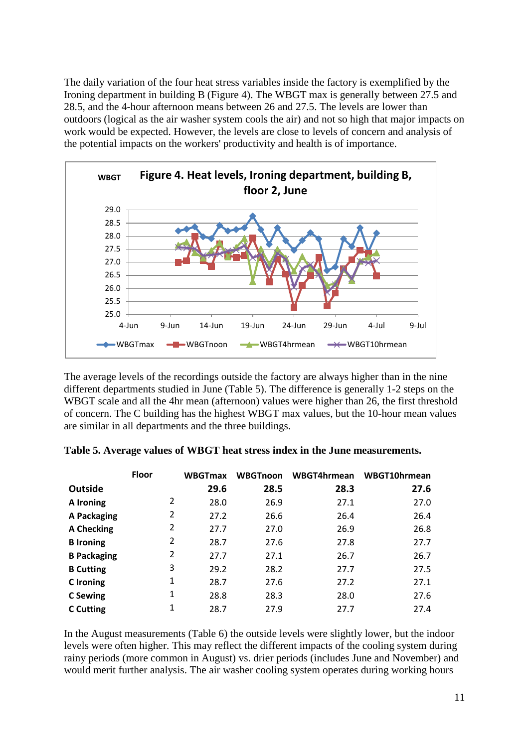The daily variation of the four heat stress variables inside the factory is exemplified by the Ironing department in building B (Figure 4). The WBGT max is generally between 27.5 and 28.5, and the 4-hour afternoon means between 26 and 27.5. The levels are lower than outdoors (logical as the air washer system cools the air) and not so high that major impacts on work would be expected. However, the levels are close to levels of concern and analysis of the potential impacts on the workers' productivity and health is of importance.

Figure 4. Heat levels, Ironing department, building B, floor 2, June

The average levels of the recordings outside the factory are always higher than in the nine different departments studied in June (Table 5). The difference is generally 1-2 steps on the WBGT scale and all the 4hr mean (afternoon) values were higher than 26, the first threshold of concern. The C building has the highest WBGT max values, but the 10-hour mean values are similar in all departments and the three buildings.

**Table 5. Average values of WBGT heat stress index in the June measurements.**

| | Floor | WBGTmax | WBGTnoon | WBGT4hrmean | WBGT10hrmean |
|---|---|---|---|---|---|
| **Outside** | | **29.6** | **28.5** | **28.3** | **27.6** |
| **A Ironing** | 2 | 28.0 | 26.9 | 27.1 | 27.0 |
| **A Packaging** | 2 | 27.2 | 26.6 | 26.4 | 26.4 |
| **A Checking** | 2 | 27.7 | 27.0 | 26.9 | 26.8 |
| **B Ironing** | 2 | 28.7 | 27.6 | 27.8 | 27.7 |
| **B Packaging** | 2 | 27.7 | 27.1 | 26.7 | 26.7 |
| **B Cutting** | 3 | 29.2 | 28.2 | 27.7 | 27.5 |
| **C Ironing** | 1 | 28.7 | 27.6 | 27.2 | 27.1 |
| **C Sewing** | 1 | 28.8 | 28.3 | 28.0 | 27.6 |
| **C Cutting** | 1 | 28.7 | 27.9 | 27.7 | 27.4 |

In the August measurements (Table 6) the outside levels were slightly lower, but the indoor levels were often higher. This may reflect the different impacts of the cooling system during rainy periods (more common in August) vs. drier periods (includes June and November) and would merit further analysis. The air washer cooling system operates during working hours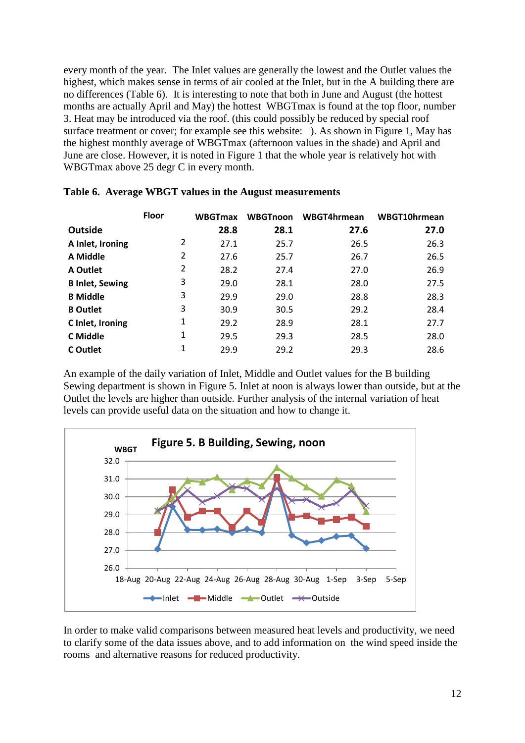every month of the year. The Inlet values are generally the lowest and the Outlet values the highest, which makes sense in terms of air cooled at the Inlet, but in the A building there are no differences (Table 6). It is interesting to note that both in June and August (the hottest months are actually April and May) the hottest WBGTmax is found at the top floor, number 3. Heat may be introduced via the roof. (this could possibly be reduced by special roof surface treatment or cover; for example see this website: ). As shown in Figure 1, May has the highest monthly average of WBGTmax (afternoon values in the shade) and April and June are close. However, it is noted in Figure 1 that the whole year is relatively hot with WBGTmax above 25 degr C in every month.

**Table 6. Average WBGT values in the August measurements**

| | Floor | WBGTmax | WBGTnoon | WBGT4hrmean | WBGT10hrmean |
|---|---|---|---|---|---|
| **Outside** | | **28.8** | **28.1** | **27.6** | **27.0** |
| **A Inlet, Ironing** | 2 | 27.1 | 25.7 | 26.5 | 26.3 |
| **A Middle** | 2 | 27.6 | 25.7 | 26.7 | 26.5 |
| **A Outlet** | 2 | 28.2 | 27.4 | 27.0 | 26.9 |
| **B Inlet, Sewing** | 3 | 29.0 | 28.1 | 28.0 | 27.5 |
| **B Middle** | 3 | 29.9 | 29.0 | 28.8 | 28.3 |
| **B Outlet** | 3 | 30.9 | 30.5 | 29.2 | 28.4 |
| **C Inlet, Ironing** | 1 | 29.2 | 28.9 | 28.1 | 27.7 |
| **C Middle** | 1 | 29.5 | 29.3 | 28.5 | 28.0 |
| **C Outlet** | 1 | 29.9 | 29.2 | 29.3 | 28.6 |

An example of the daily variation of Inlet, Middle and Outlet values for the B building Sewing department is shown in Figure 5. Inlet at noon is always lower than outside, but at the Outlet the levels are higher than outside. Further analysis of the internal variation of heat levels can provide useful data on the situation and how to change it.

**Figure 5. B Building, Sewing, noon**

In order to make valid comparisons between measured heat levels and productivity, we need to clarify some of the data issues above, and to add information on the wind speed inside the rooms and alternative reasons for reduced productivity.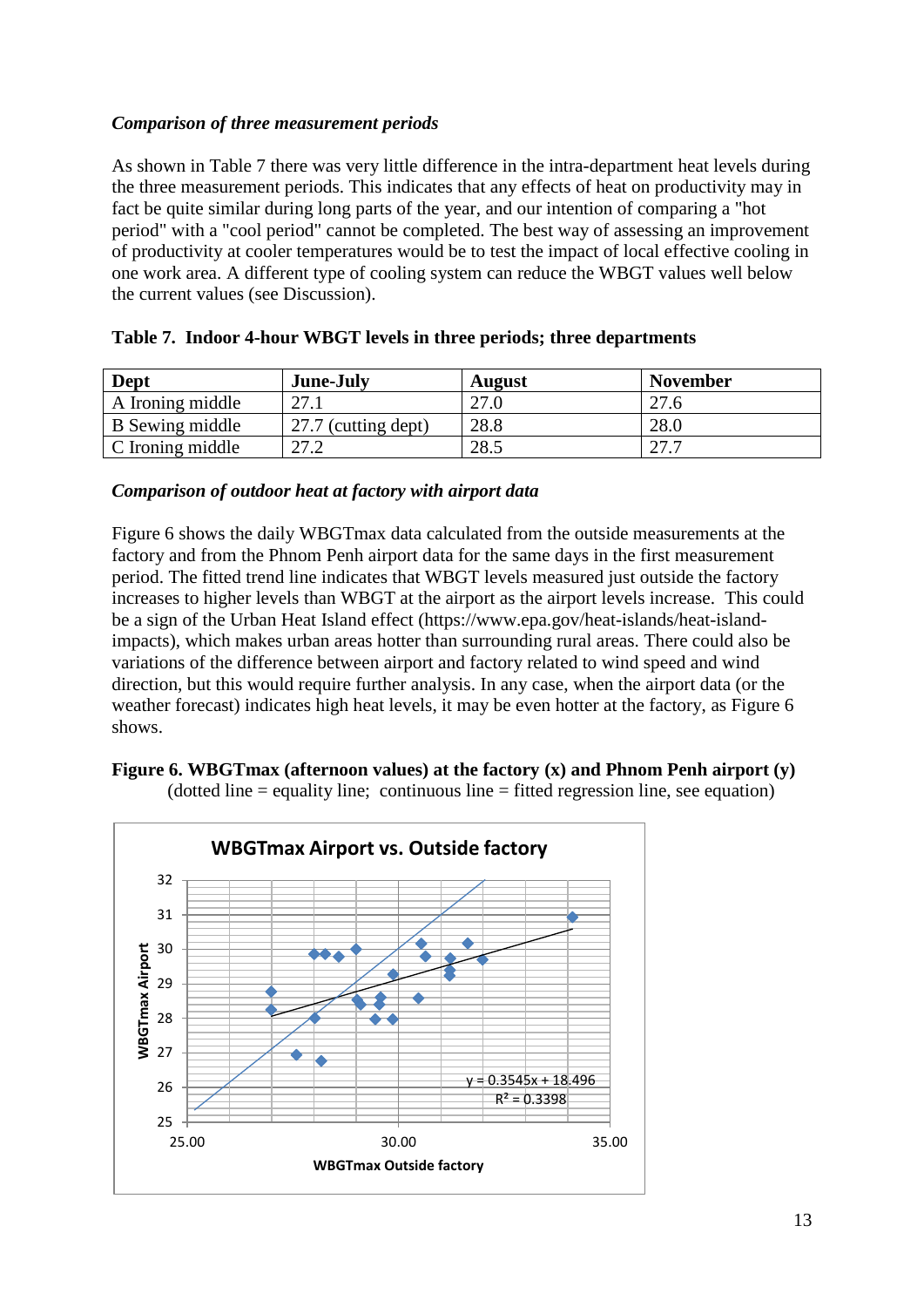*Comparison of three measurement periods*

As shown in Table 7 there was very little difference in the intra-department heat levels during the three measurement periods. This indicates that any effects of heat on productivity may in fact be quite similar during long parts of the year, and our intention of comparing a "hot period" with a "cool period" cannot be completed. The best way of assessing an improvement of productivity at cooler temperatures would be to test the impact of local effective cooling in one work area. A different type of cooling system can reduce the WBGT values well below the current values (see Discussion).

**Table 7. Indoor 4-hour WBGT levels in three periods; three departments**

| Dept | June-July | August | November |
|---|---|---|---|
| A Ironing middle | 27.1 | 27.0 | 27.6 |
| B Sewing middle | 27.7 (cutting dept) | 28.8 | 28.0 |
| C Ironing middle | 27.2 | 28.5 | 27.7 |

*Comparison of outdoor heat at factory with airport data*

Figure 6 shows the daily WBGTmax data calculated from the outside measurements at the factory and from the Phnom Penh airport data for the same days in the first measurement period. The fitted trend line indicates that WBGT levels measured just outside the factory increases to higher levels than WBGT at the airport as the airport levels increase. This could be a sign of the Urban Heat Island effect (https://www.epa.gov/heat-islands/heat-island-impacts), which makes urban areas hotter than surrounding rural areas. There could also be variations of the difference between airport and factory related to wind speed and wind direction, but this would require further analysis. In any case, when the airport data (or the weather forecast) indicates high heat levels, it may be even hotter at the factory, as Figure 6 shows.

**Figure 6. WBGTmax (afternoon values) at the factory (x) and Phnom Penh airport (y)** (dotted line = equality line; continuous line = fitted regression line, see equation)

WBGTmax Airport vs. Outside factory

$y = 0.3545x + 18.496$

$R^2 = 0.3398$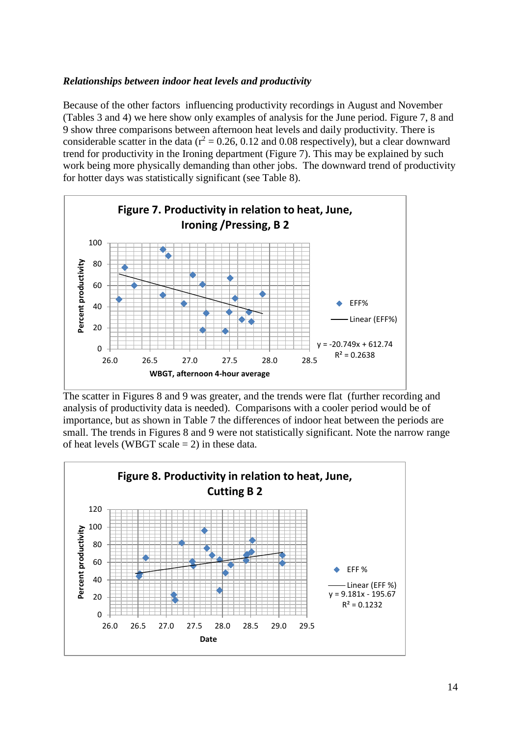***Relationships between indoor heat levels and productivity***

Because of the other factors influencing productivity recordings in August and November (Tables 3 and 4) we here show only examples of analysis for the June period. Figure 7, 8 and 9 show three comparisons between afternoon heat levels and daily productivity. There is considerable scatter in the data ($r^2$ = 0.26, 0.12 and 0.08 respectively), but a clear downward trend for productivity in the Ironing department (Figure 7). This may be explained by such work being more physically demanding than other jobs. The downward trend of productivity for hotter days was statistically significant (see Table 8).

**Figure 7. Productivity in relation to heat, June, Ironing /Pressing, B 2**

Y-axis: Percent productivity; X-axis: WBGT, afternoon 4-hour average

Legend: EFF%; Linear (EFF%)

$y = -20.749x + 612.74$
$R^2 = 0.2638$

The scatter in Figures 8 and 9 was greater, and the trends were flat (further recording and analysis of productivity data is needed). Comparisons with a cooler period would be of importance, but as shown in Table 7 the differences of indoor heat between the periods are small. The trends in Figures 8 and 9 were not statistically significant. Note the narrow range of heat levels (WBGT scale = 2) in these data.

**Figure 8. Productivity in relation to heat, June, Cutting B 2**

Y-axis: Percent productivity; X-axis: Date

Legend: EFF %; Linear (EFF %)

$y = 9.181x - 195.67$
$R^2 = 0.1232$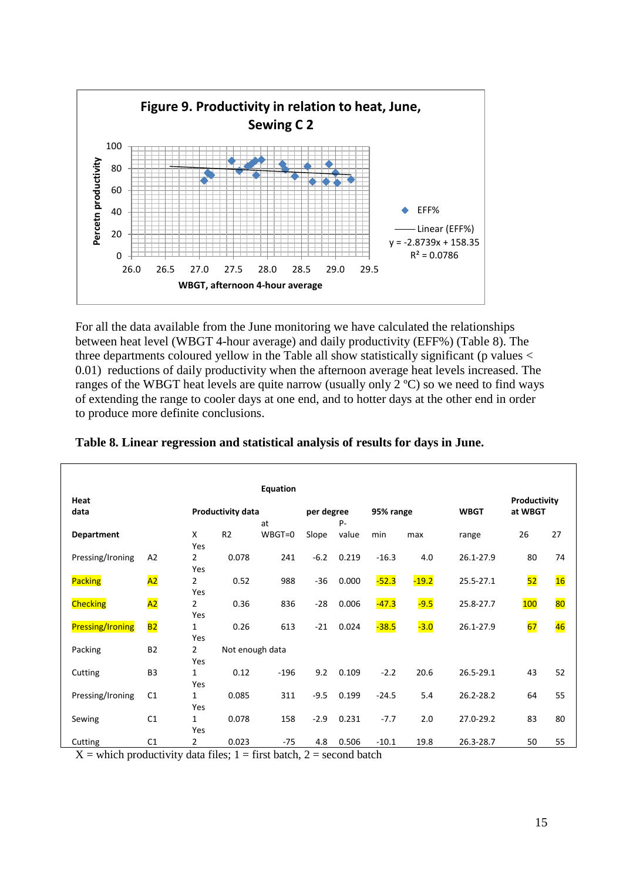**Figure 9. Productivity in relation to heat, June, Sewing C 2**

For all the data available from the June monitoring we have calculated the relationships between heat level (WBGT 4-hour average) and daily productivity (EFF%) (Table 8). The three departments coloured yellow in the Table all show statistically significant (p values < 0.01) reductions of daily productivity when the afternoon average heat levels increased. The ranges of the WBGT heat levels are quite narrow (usually only 2 ºC) so we need to find ways of extending the range to cooler days at one end, and to hotter days at the other end in order to produce more definite conclusions.

**Table 8. Linear regression and statistical analysis of results for days in June.**

| Heat data | | Productivity data | | Equation | per degree | | 95% range | | WBGT | Productivity at WBGT | |
|---|---|---|---|---|---|---|---|---|---|---|---|
| Department | | X | R2 | at WBGT=0 | Slope | P-value | min | max | range | 26 | 27 |
| Pressing/Ironing | A2 | Yes 2 | 0.078 | 241 | -6.2 | 0.219 | -16.3 | 4.0 | 26.1-27.9 | 80 | 74 |
| Packing | A2 | Yes 2 | 0.52 | 988 | -36 | 0.000 | -52.3 | -19.2 | 25.5-27.1 | 52 | 16 |
| Checking | A2 | Yes 2 | 0.36 | 836 | -28 | 0.006 | -47.3 | -9.5 | 25.8-27.7 | 100 | 80 |
| Pressing/Ironing | B2 | Yes 1 | 0.26 | 613 | -21 | 0.024 | -38.5 | -3.0 | 26.1-27.9 | 67 | 46 |
| Packing | B2 | Yes 2 | Not enough data | | | | | | | | |
| Cutting | B3 | Yes 1 | 0.12 | -196 | 9.2 | 0.109 | -2.2 | 20.6 | 26.5-29.1 | 43 | 52 |
| Pressing/Ironing | C1 | Yes 1 | 0.085 | 311 | -9.5 | 0.199 | -24.5 | 5.4 | 26.2-28.2 | 64 | 55 |
| Sewing | C1 | Yes 1 | 0.078 | 158 | -2.9 | 0.231 | -7.7 | 2.0 | 27.0-29.2 | 83 | 80 |
| Cutting | C1 | Yes 2 | 0.023 | -75 | 4.8 | 0.506 | -10.1 | 19.8 | 26.3-28.7 | 50 | 55 |

X = which productivity data files; 1 = first batch, 2 = second batch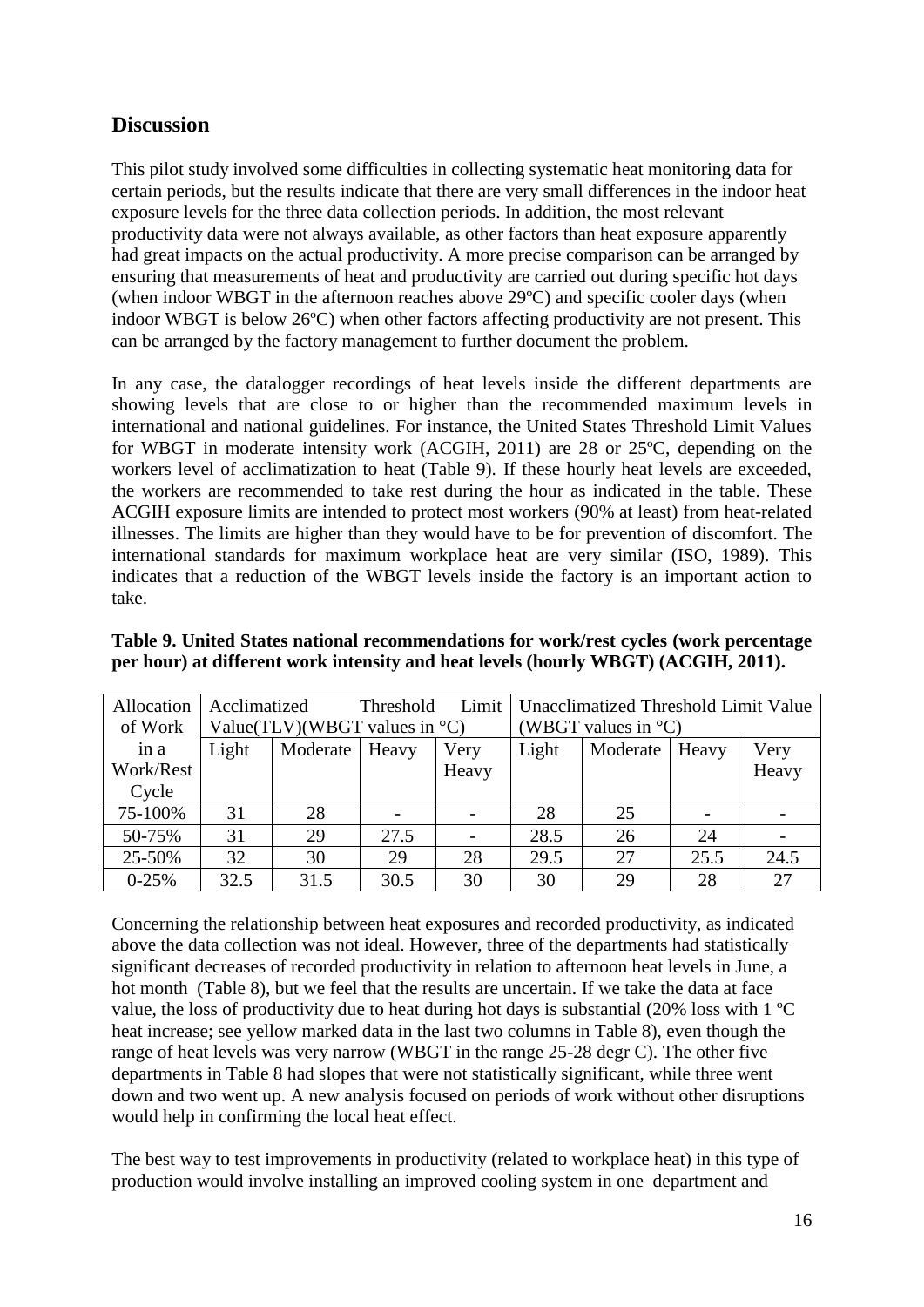## Discussion

This pilot study involved some difficulties in collecting systematic heat monitoring data for certain periods, but the results indicate that there are very small differences in the indoor heat exposure levels for the three data collection periods. In addition, the most relevant productivity data were not always available, as other factors than heat exposure apparently had great impacts on the actual productivity. A more precise comparison can be arranged by ensuring that measurements of heat and productivity are carried out during specific hot days (when indoor WBGT in the afternoon reaches above 29ºC) and specific cooler days (when indoor WBGT is below 26ºC) when other factors affecting productivity are not present. This can be arranged by the factory management to further document the problem.

In any case, the datalogger recordings of heat levels inside the different departments are showing levels that are close to or higher than the recommended maximum levels in international and national guidelines. For instance, the United States Threshold Limit Values for WBGT in moderate intensity work (ACGIH, 2011) are 28 or 25ºC, depending on the workers level of acclimatization to heat (Table 9). If these hourly heat levels are exceeded, the workers are recommended to take rest during the hour as indicated in the table. These ACGIH exposure limits are intended to protect most workers (90% at least) from heat-related illnesses. The limits are higher than they would have to be for prevention of discomfort. The international standards for maximum workplace heat are very similar (ISO, 1989). This indicates that a reduction of the WBGT levels inside the factory is an important action to take.

**Table 9. United States national recommendations for work/rest cycles (work percentage per hour) at different work intensity and heat levels (hourly WBGT) (ACGIH, 2011).**

| Allocation of Work in a Work/Rest Cycle | Acclimatized Threshold Limit Value(TLV)(WBGT values in °C) | | | | Unacclimatized Threshold Limit Value (WBGT values in °C) | | | |
|---|---|---|---|---|---|---|---|---|
| | Light | Moderate | Heavy | Very Heavy | Light | Moderate | Heavy | Very Heavy |
| 75-100% | 31 | 28 | - | - | 28 | 25 | - | - |
| 50-75% | 31 | 29 | 27.5 | - | 28.5 | 26 | 24 | - |
| 25-50% | 32 | 30 | 29 | 28 | 29.5 | 27 | 25.5 | 24.5 |
| 0-25% | 32.5 | 31.5 | 30.5 | 30 | 30 | 29 | 28 | 27 |

Concerning the relationship between heat exposures and recorded productivity, as indicated above the data collection was not ideal. However, three of the departments had statistically significant decreases of recorded productivity in relation to afternoon heat levels in June, a hot month (Table 8), but we feel that the results are uncertain. If we take the data at face value, the loss of productivity due to heat during hot days is substantial (20% loss with 1 ºC heat increase; see yellow marked data in the last two columns in Table 8), even though the range of heat levels was very narrow (WBGT in the range 25-28 degr C). The other five departments in Table 8 had slopes that were not statistically significant, while three went down and two went up. A new analysis focused on periods of work without other disruptions would help in confirming the local heat effect.

The best way to test improvements in productivity (related to workplace heat) in this type of production would involve installing an improved cooling system in one department and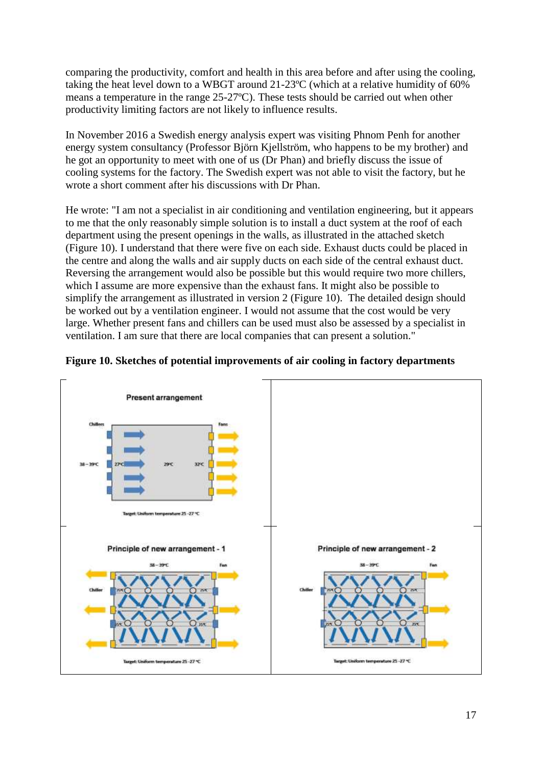comparing the productivity, comfort and health in this area before and after using the cooling, taking the heat level down to a WBGT around 21-23ºC (which at a relative humidity of 60% means a temperature in the range 25-27ºC). These tests should be carried out when other productivity limiting factors are not likely to influence results.

In November 2016 a Swedish energy analysis expert was visiting Phnom Penh for another energy system consultancy (Professor Björn Kjellström, who happens to be my brother) and he got an opportunity to meet with one of us (Dr Phan) and briefly discuss the issue of cooling systems for the factory. The Swedish expert was not able to visit the factory, but he wrote a short comment after his discussions with Dr Phan.

He wrote: "I am not a specialist in air conditioning and ventilation engineering, but it appears to me that the only reasonably simple solution is to install a duct system at the roof of each department using the present openings in the walls, as illustrated in the attached sketch (Figure 10). I understand that there were five on each side. Exhaust ducts could be placed in the centre and along the walls and air supply ducts on each side of the central exhaust duct. Reversing the arrangement would also be possible but this would require two more chillers, which I assume are more expensive than the exhaust fans. It might also be possible to simplify the arrangement as illustrated in version 2 (Figure 10). The detailed design should be worked out by a ventilation engineer. I would not assume that the cost would be very large. Whether present fans and chillers can be used must also be assessed by a specialist in ventilation. I am sure that there are local companies that can present a solution."

**Figure 10. Sketches of potential improvements of air cooling in factory departments**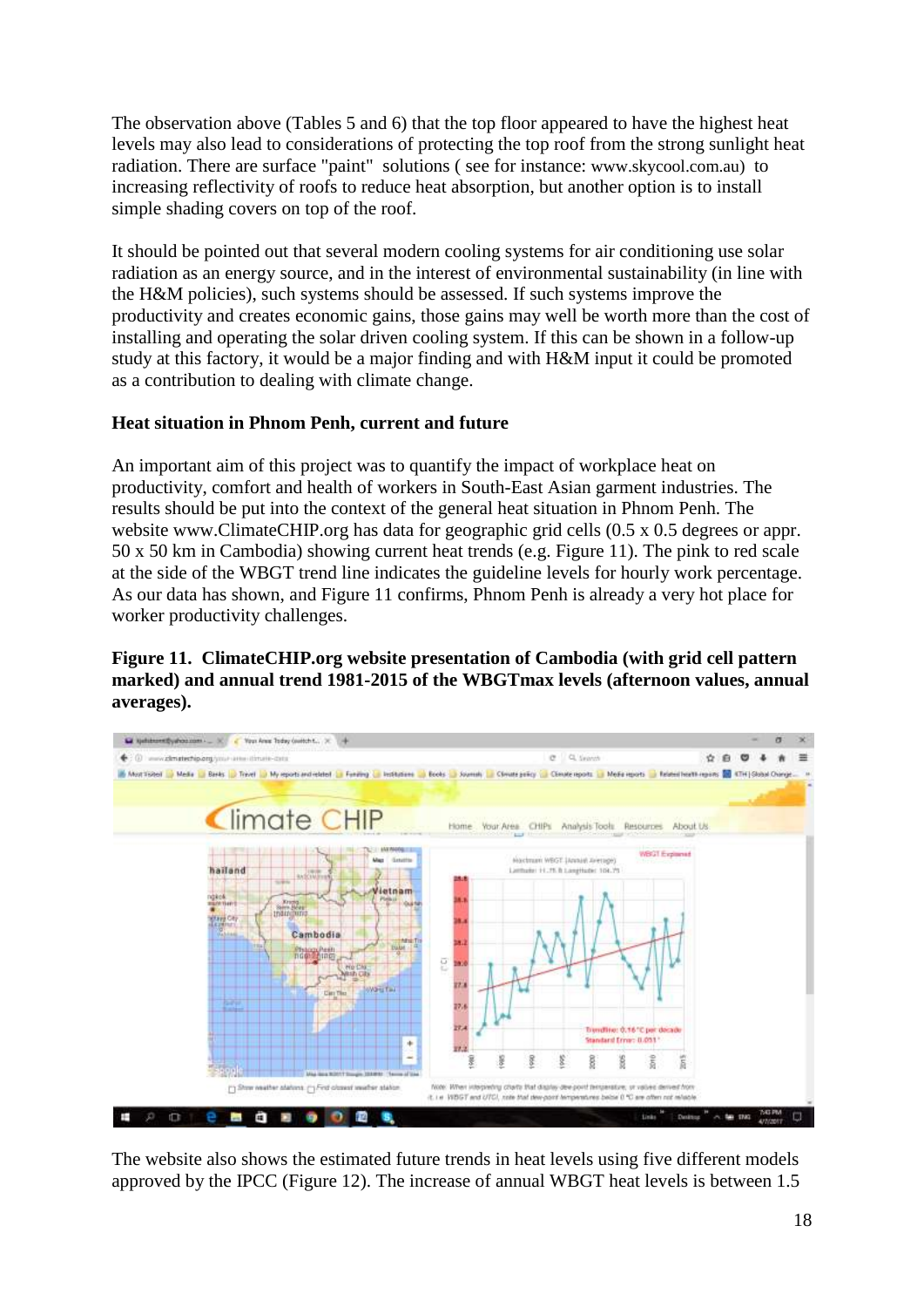The observation above (Tables 5 and 6) that the top floor appeared to have the highest heat levels may also lead to considerations of protecting the top roof from the strong sunlight heat radiation. There are surface "paint" solutions ( see for instance: www.skycool.com.au) to increasing reflectivity of roofs to reduce heat absorption, but another option is to install simple shading covers on top of the roof.

It should be pointed out that several modern cooling systems for air conditioning use solar radiation as an energy source, and in the interest of environmental sustainability (in line with the H&M policies), such systems should be assessed. If such systems improve the productivity and creates economic gains, those gains may well be worth more than the cost of installing and operating the solar driven cooling system. If this can be shown in a follow-up study at this factory, it would be a major finding and with H&M input it could be promoted as a contribution to dealing with climate change.

**Heat situation in Phnom Penh, current and future**

An important aim of this project was to quantify the impact of workplace heat on productivity, comfort and health of workers in South-East Asian garment industries. The results should be put into the context of the general heat situation in Phnom Penh. The website www.ClimateCHIP.org has data for geographic grid cells (0.5 x 0.5 degrees or appr. 50 x 50 km in Cambodia) showing current heat trends (e.g. Figure 11). The pink to red scale at the side of the WBGT trend line indicates the guideline levels for hourly work percentage. As our data has shown, and Figure 11 confirms, Phnom Penh is already a very hot place for worker productivity challenges.

**Figure 11. ClimateCHIP.org website presentation of Cambodia (with grid cell pattern marked) and annual trend 1981-2015 of the WBGTmax levels (afternoon values, annual averages).**

The website also shows the estimated future trends in heat levels using five different models approved by the IPCC (Figure 12). The increase of annual WBGT heat levels is between 1.5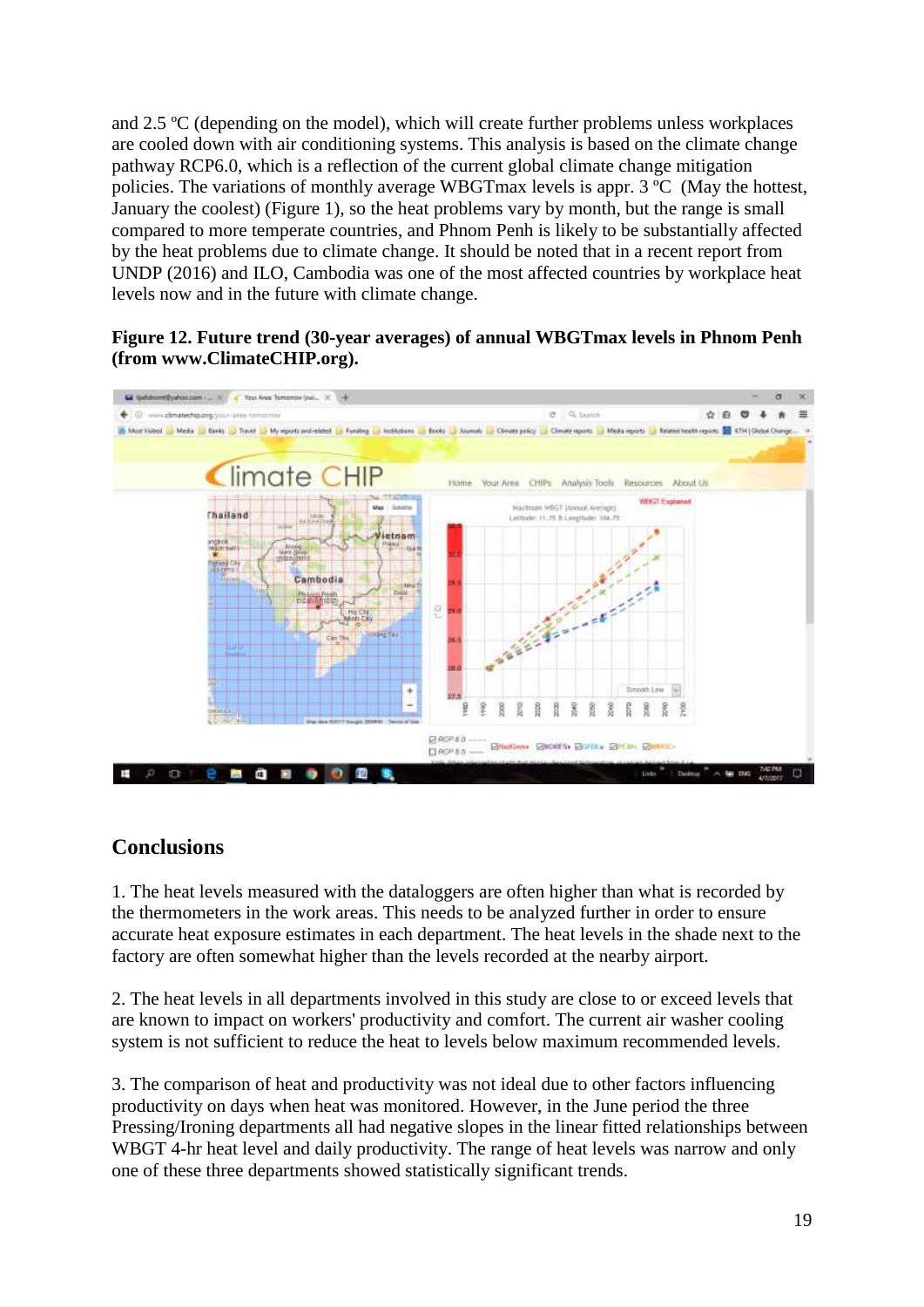and 2.5 ºC (depending on the model), which will create further problems unless workplaces are cooled down with air conditioning systems. This analysis is based on the climate change pathway RCP6.0, which is a reflection of the current global climate change mitigation policies. The variations of monthly average WBGTmax levels is appr. 3 ºC (May the hottest, January the coolest) (Figure 1), so the heat problems vary by month, but the range is small compared to more temperate countries, and Phnom Penh is likely to be substantially affected by the heat problems due to climate change. It should be noted that in a recent report from UNDP (2016) and ILO, Cambodia was one of the most affected countries by workplace heat levels now and in the future with climate change.

**Figure 12. Future trend (30-year averages) of annual WBGTmax levels in Phnom Penh (from www.ClimateCHIP.org).**

## Conclusions

1. The heat levels measured with the dataloggers are often higher than what is recorded by the thermometers in the work areas. This needs to be analyzed further in order to ensure accurate heat exposure estimates in each department. The heat levels in the shade next to the factory are often somewhat higher than the levels recorded at the nearby airport.

2. The heat levels in all departments involved in this study are close to or exceed levels that are known to impact on workers' productivity and comfort. The current air washer cooling system is not sufficient to reduce the heat to levels below maximum recommended levels.

3. The comparison of heat and productivity was not ideal due to other factors influencing productivity on days when heat was monitored. However, in the June period the three Pressing/Ironing departments all had negative slopes in the linear fitted relationships between WBGT 4-hr heat level and daily productivity. The range of heat levels was narrow and only one of these three departments showed statistically significant trends.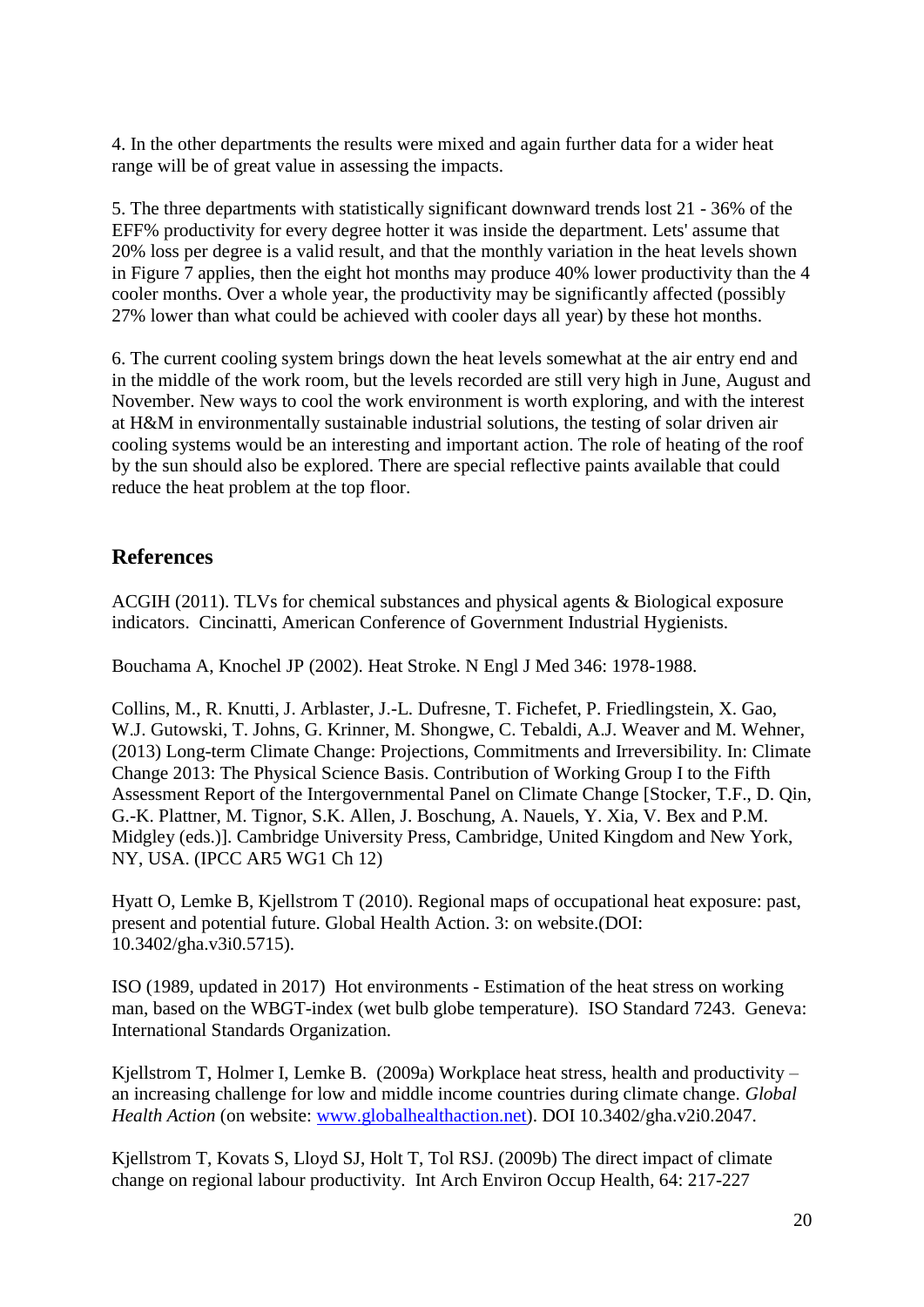4. In the other departments the results were mixed and again further data for a wider heat range will be of great value in assessing the impacts.

5. The three departments with statistically significant downward trends lost 21 - 36% of the EFF% productivity for every degree hotter it was inside the department. Lets' assume that 20% loss per degree is a valid result, and that the monthly variation in the heat levels shown in Figure 7 applies, then the eight hot months may produce 40% lower productivity than the 4 cooler months. Over a whole year, the productivity may be significantly affected (possibly 27% lower than what could be achieved with cooler days all year) by these hot months.

6. The current cooling system brings down the heat levels somewhat at the air entry end and in the middle of the work room, but the levels recorded are still very high in June, August and November. New ways to cool the work environment is worth exploring, and with the interest at H&M in environmentally sustainable industrial solutions, the testing of solar driven air cooling systems would be an interesting and important action. The role of heating of the roof by the sun should also be explored. There are special reflective paints available that could reduce the heat problem at the top floor.

## References

ACGIH (2011). TLVs for chemical substances and physical agents & Biological exposure indicators. Cincinatti, American Conference of Government Industrial Hygienists.

Bouchama A, Knochel JP (2002). Heat Stroke. N Engl J Med 346: 1978-1988.

Collins, M., R. Knutti, J. Arblaster, J.-L. Dufresne, T. Fichefet, P. Friedlingstein, X. Gao, W.J. Gutowski, T. Johns, G. Krinner, M. Shongwe, C. Tebaldi, A.J. Weaver and M. Wehner, (2013) Long-term Climate Change: Projections, Commitments and Irreversibility. In: Climate Change 2013: The Physical Science Basis. Contribution of Working Group I to the Fifth Assessment Report of the Intergovernmental Panel on Climate Change [Stocker, T.F., D. Qin, G.-K. Plattner, M. Tignor, S.K. Allen, J. Boschung, A. Nauels, Y. Xia, V. Bex and P.M. Midgley (eds.)]. Cambridge University Press, Cambridge, United Kingdom and New York, NY, USA. (IPCC AR5 WG1 Ch 12)

Hyatt O, Lemke B, Kjellstrom T (2010). Regional maps of occupational heat exposure: past, present and potential future. Global Health Action. 3: on website.(DOI: 10.3402/gha.v3i0.5715).

ISO (1989, updated in 2017) Hot environments - Estimation of the heat stress on working man, based on the WBGT-index (wet bulb globe temperature). ISO Standard 7243. Geneva: International Standards Organization.

Kjellstrom T, Holmer I, Lemke B. (2009a) Workplace heat stress, health and productivity – an increasing challenge for low and middle income countries during climate change. *Global Health Action* (on website: www.globalhealthaction.net). DOI 10.3402/gha.v2i0.2047.

Kjellstrom T, Kovats S, Lloyd SJ, Holt T, Tol RSJ. (2009b) The direct impact of climate change on regional labour productivity. Int Arch Environ Occup Health, 64: 217-227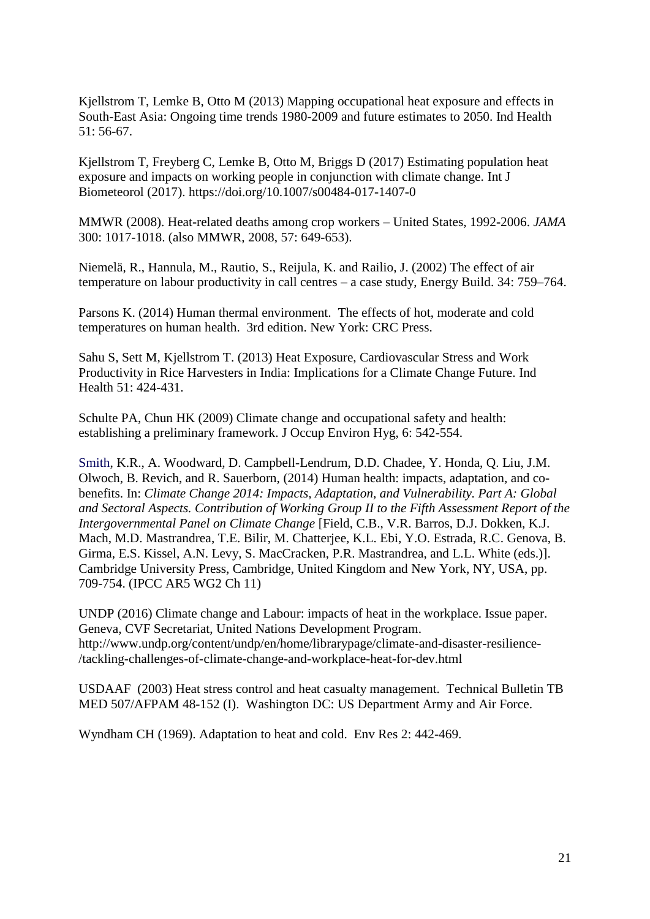Kjellstrom T, Lemke B, Otto M (2013) Mapping occupational heat exposure and effects in South-East Asia: Ongoing time trends 1980-2009 and future estimates to 2050. Ind Health 51: 56-67.

Kjellstrom T, Freyberg C, Lemke B, Otto M, Briggs D (2017) Estimating population heat exposure and impacts on working people in conjunction with climate change. Int J Biometeorol (2017). https://doi.org/10.1007/s00484-017-1407-0

MMWR (2008). Heat-related deaths among crop workers – United States, 1992-2006. *JAMA* 300: 1017-1018. (also MMWR, 2008, 57: 649-653).

Niemelä, R., Hannula, M., Rautio, S., Reijula, K. and Railio, J. (2002) The effect of air temperature on labour productivity in call centres – a case study, Energy Build. 34: 759–764.

Parsons K. (2014) Human thermal environment. The effects of hot, moderate and cold temperatures on human health. 3rd edition. New York: CRC Press.

Sahu S, Sett M, Kjellstrom T. (2013) Heat Exposure, Cardiovascular Stress and Work Productivity in Rice Harvesters in India: Implications for a Climate Change Future. Ind Health 51: 424-431.

Schulte PA, Chun HK (2009) Climate change and occupational safety and health: establishing a preliminary framework. J Occup Environ Hyg, 6: 542-554.

Smith, K.R., A. Woodward, D. Campbell-Lendrum, D.D. Chadee, Y. Honda, Q. Liu, J.M. Olwoch, B. Revich, and R. Sauerborn, (2014) Human health: impacts, adaptation, and co-benefits. In: *Climate Change 2014: Impacts, Adaptation, and Vulnerability. Part A: Global and Sectoral Aspects. Contribution of Working Group II to the Fifth Assessment Report of the Intergovernmental Panel on Climate Change* [Field, C.B., V.R. Barros, D.J. Dokken, K.J. Mach, M.D. Mastrandrea, T.E. Bilir, M. Chatterjee, K.L. Ebi, Y.O. Estrada, R.C. Genova, B. Girma, E.S. Kissel, A.N. Levy, S. MacCracken, P.R. Mastrandrea, and L.L. White (eds.)]. Cambridge University Press, Cambridge, United Kingdom and New York, NY, USA, pp. 709-754. (IPCC AR5 WG2 Ch 11)

UNDP (2016) Climate change and Labour: impacts of heat in the workplace. Issue paper. Geneva, CVF Secretariat, United Nations Development Program. http://www.undp.org/content/undp/en/home/librarypage/climate-and-disaster-resilience-/tackling-challenges-of-climate-change-and-workplace-heat-for-dev.html

USDAAF (2003) Heat stress control and heat casualty management. Technical Bulletin TB MED 507/AFPAM 48-152 (I). Washington DC: US Department Army and Air Force.

Wyndham CH (1969). Adaptation to heat and cold. Env Res 2: 442-469.